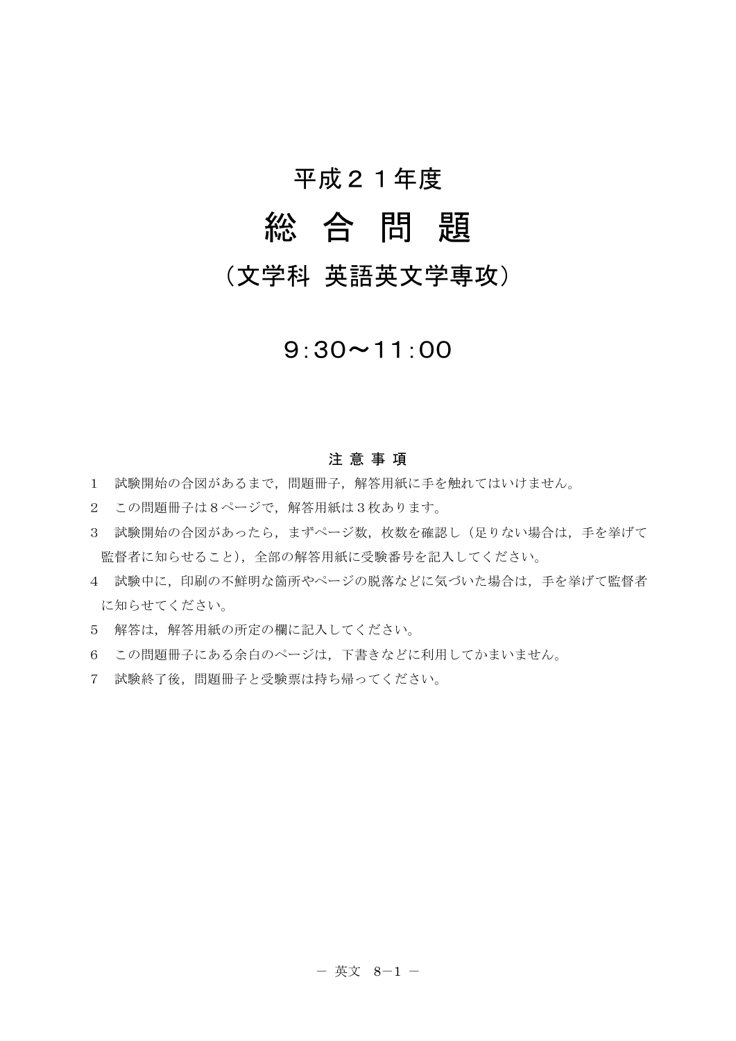# 平成２１年度

# 総 合 問 題

## （文学科 英語英文学専攻）

## 9:30〜11:00

### 注 意 事 項

1　試験開始の合図があるまで，問題冊子，解答用紙に手を触れてはいけません。

2　この問題冊子は８ページで，解答用紙は３枚あります。

3　試験開始の合図があったら，まずページ数，枚数を確認し（足りない場合は，手を挙げて監督者に知らせること），全部の解答用紙に受験番号を記入してください。

4　試験中に，印刷の不鮮明な箇所やページの脱落などに気づいた場合は，手を挙げて監督者に知らせてください。

5　解答は，解答用紙の所定の欄に記入してください。

6　この問題冊子にある余白のページは，下書きなどに利用してかまいません。

7　試験終了後，問題冊子と受験票は持ち帰ってください。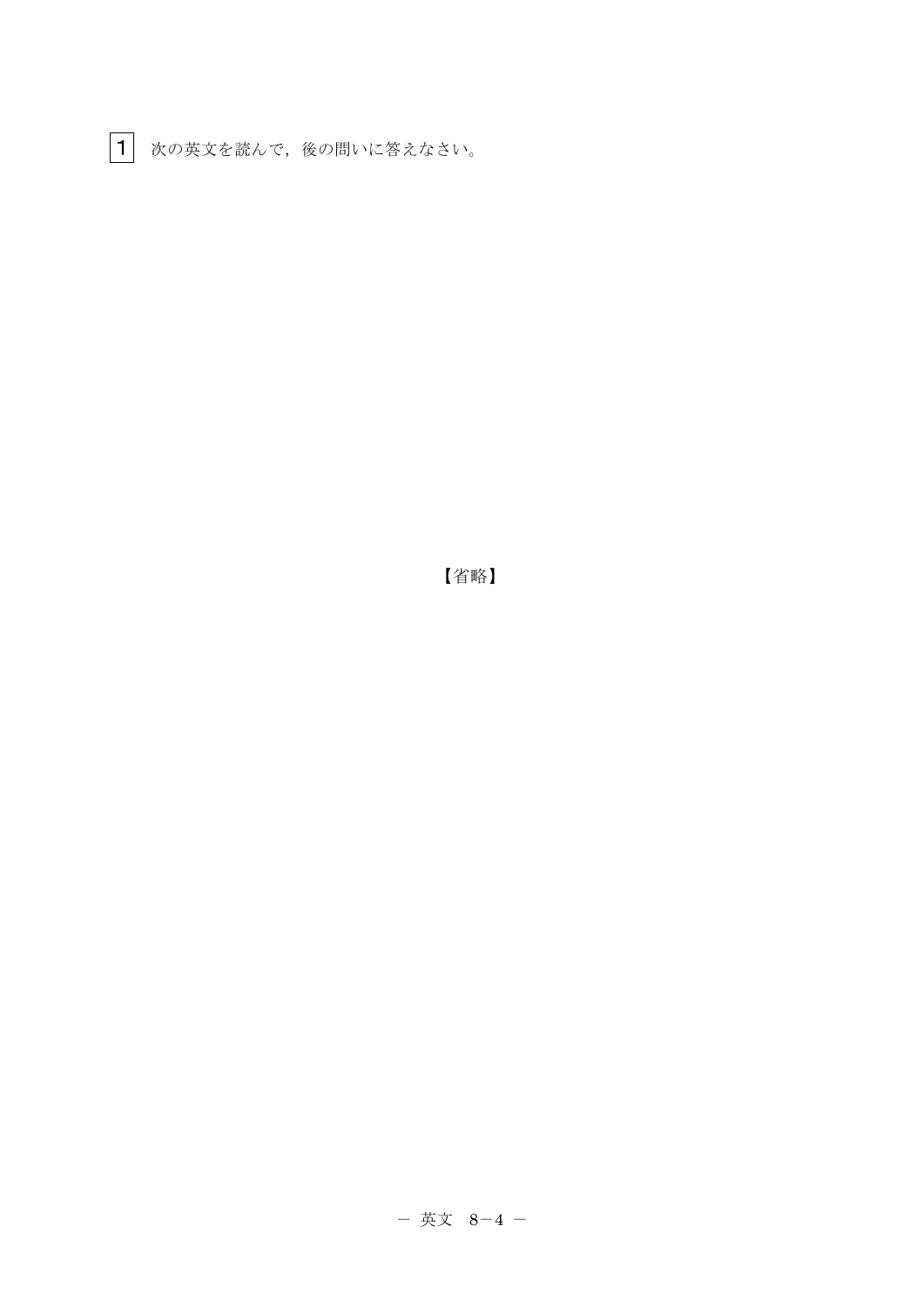1 次の英文を読んで，後の問いに答えなさい。

【省略】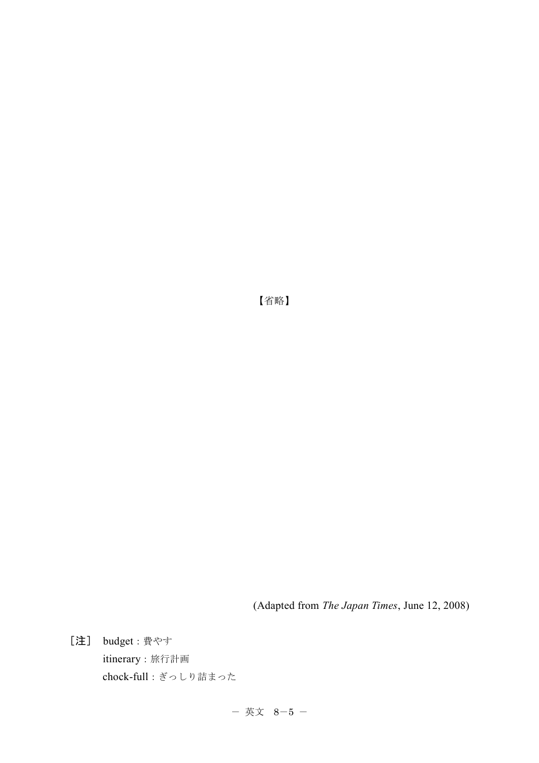【省略】

(Adapted from *The Japan Times*, June 12, 2008)

［注］ budget : 費やす

itinerary : 旅行計画

chock-full : ぎっしり詰まった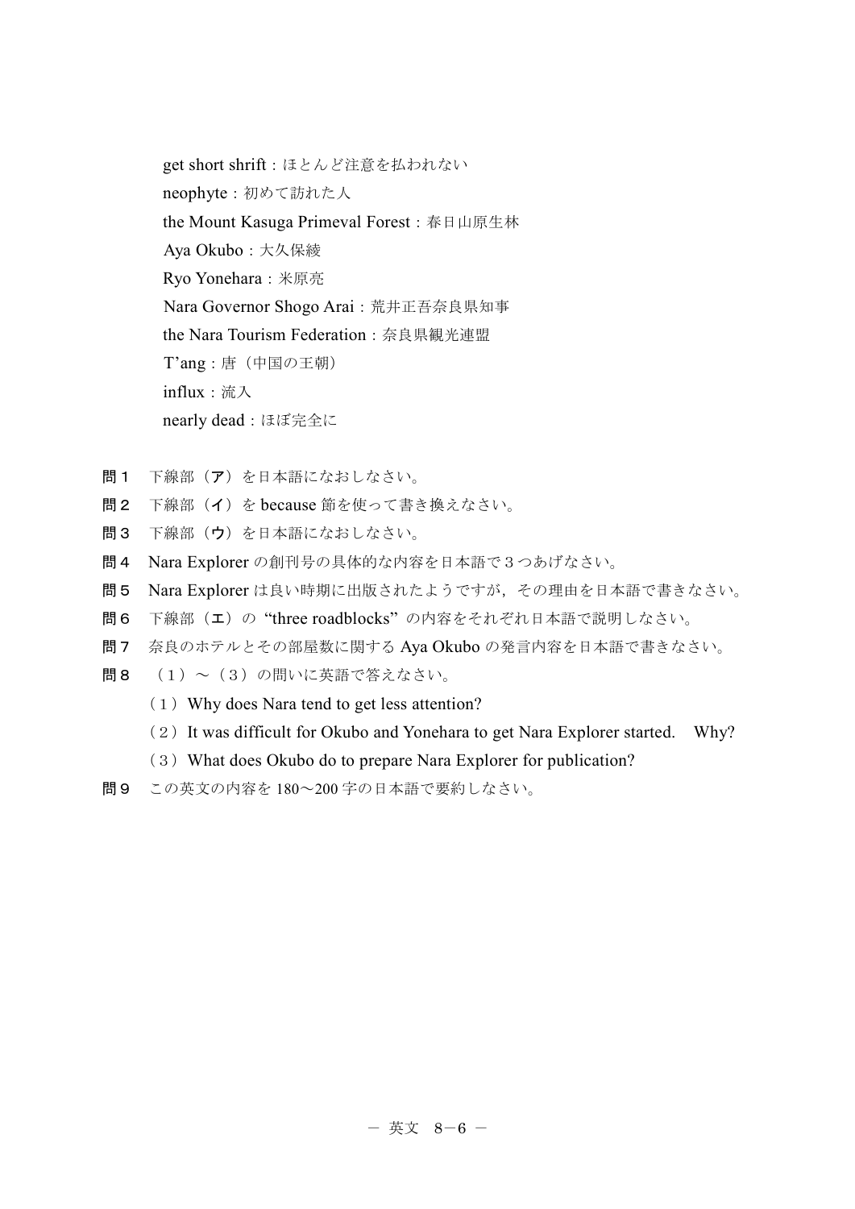get short shrift：ほとんど注意を払われない
neophyte：初めて訪れた人
the Mount Kasuga Primeval Forest：春日山原生林
Aya Okubo：大久保綾
Ryo Yonehara：米原亮
Nara Governor Shogo Arai：荒井正吾奈良県知事
the Nara Tourism Federation：奈良県観光連盟
T'ang：唐（中国の王朝）
influx：流入
nearly dead：ほぼ完全に

**問１**　下線部（**ア**）を日本語になおしなさい。

**問２**　下線部（**イ**）を because 節を使って書き換えなさい。

**問３**　下線部（**ウ**）を日本語になおしなさい。

**問４**　Nara Explorer の創刊号の具体的な内容を日本語で３つあげなさい。

**問５**　Nara Explorer は良い時期に出版されたようですが，その理由を日本語で書きなさい。

**問６**　下線部（**エ**）の “three roadblocks” の内容をそれぞれ日本語で説明しなさい。

**問７**　奈良のホテルとその部屋数に関する Aya Okubo の発言内容を日本語で書きなさい。

**問８**　（１）～（３）の問いに英語で答えなさい。

（１）Why does Nara tend to get less attention?

（２）It was difficult for Okubo and Yonehara to get Nara Explorer started.　Why?

（３）What does Okubo do to prepare Nara Explorer for publication?

**問９**　この英文の内容を 180～200 字の日本語で要約しなさい。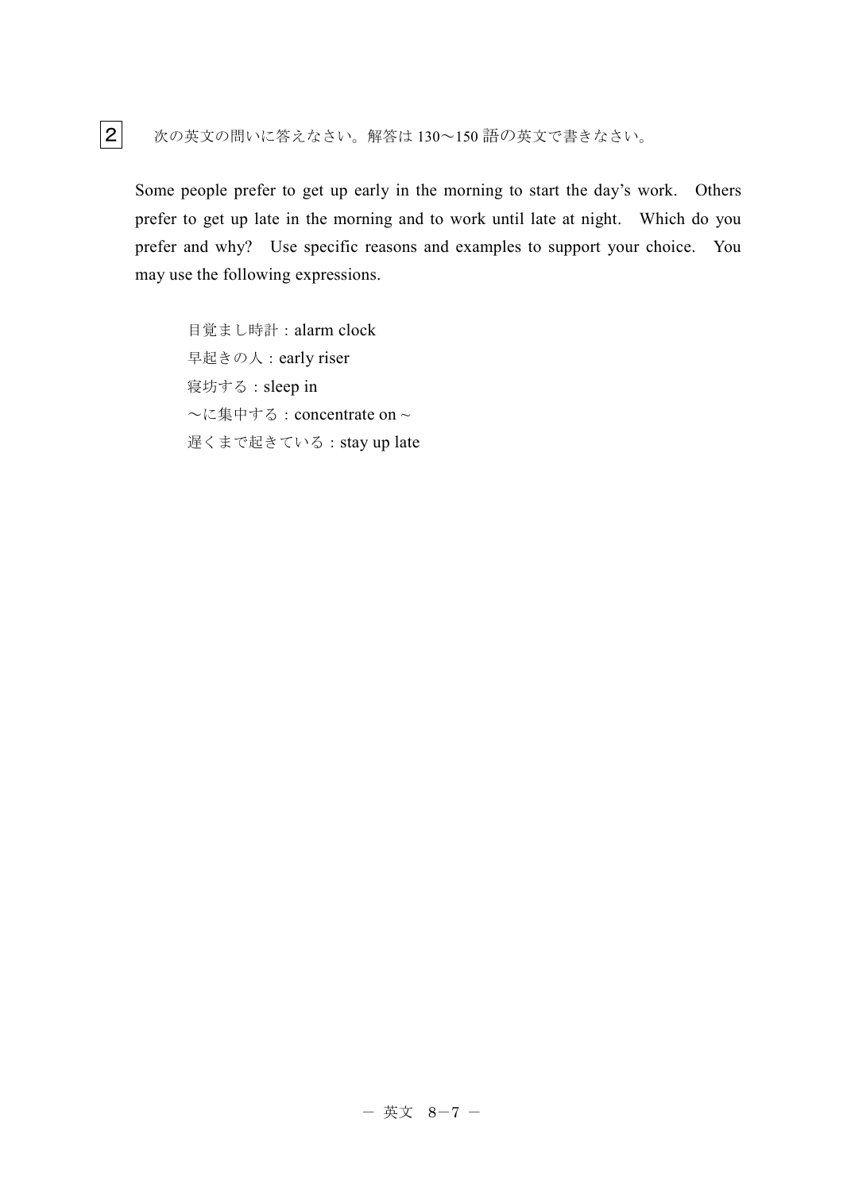**2**　次の英文の問いに答えなさい。解答は 130〜150 語の英文で書きなさい。

Some people prefer to get up early in the morning to start the day's work. Others prefer to get up late in the morning and to work until late at night. Which do you prefer and why? Use specific reasons and examples to support your choice. You may use the following expressions.

目覚まし時計：alarm clock
早起きの人：early riser
寝坊する：sleep in
〜に集中する：concentrate on ~
遅くまで起きている：stay up late